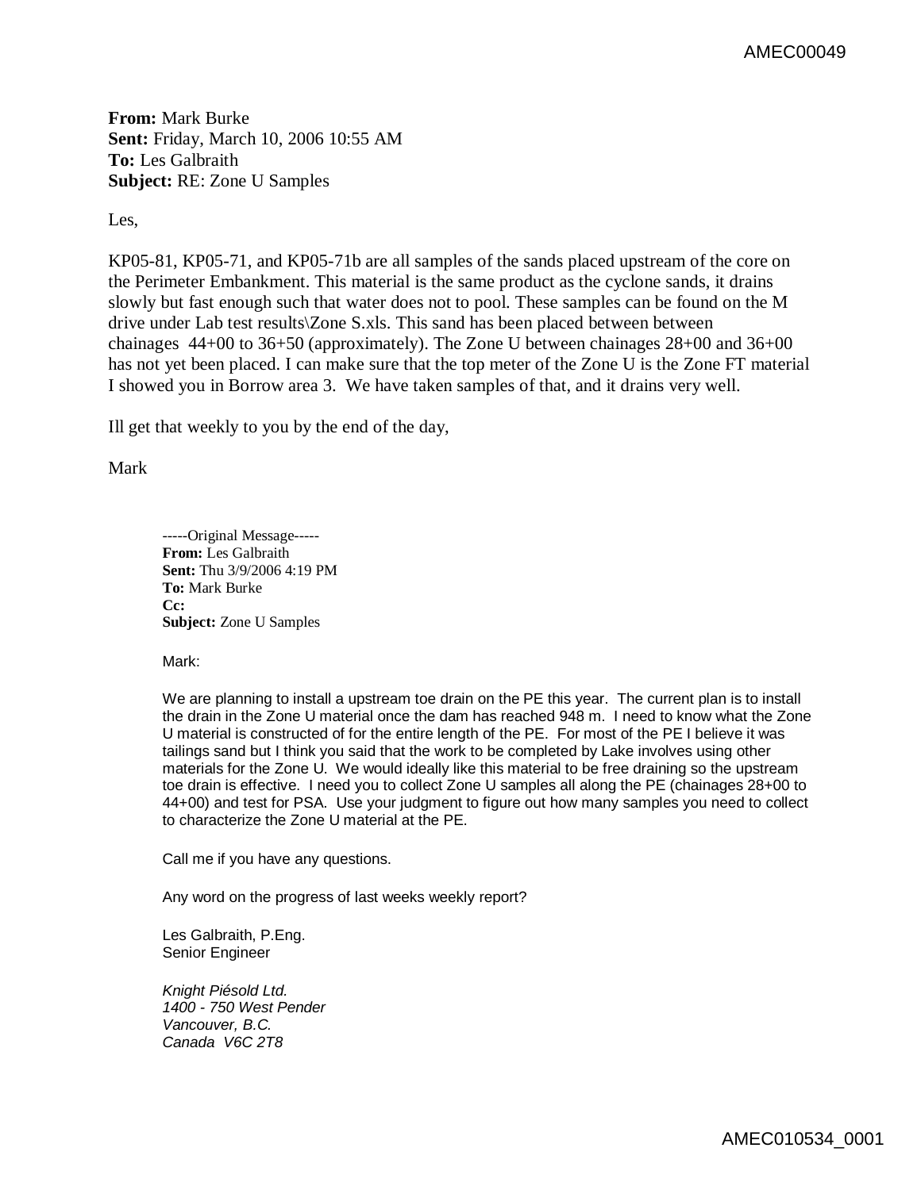**From:** Mark Burke
**Sent:** Friday, March 10, 2006 10:55 AM
**To:** Les Galbraith
**Subject:** RE: Zone U Samples

Les,

KP05-81, KP05-71, and KP05-71b are all samples of the sands placed upstream of the core on the Perimeter Embankment. This material is the same product as the cyclone sands, it drains slowly but fast enough such that water does not to pool. These samples can be found on the M drive under Lab test results\Zone S.xls. This sand has been placed between between chainages 44+00 to 36+50 (approximately). The Zone U between chainages 28+00 and 36+00 has not yet been placed. I can make sure that the top meter of the Zone U is the Zone FT material I showed you in Borrow area 3. We have taken samples of that, and it drains very well.

Ill get that weekly to you by the end of the day,

Mark

> -----Original Message-----
> **From:** Les Galbraith
> **Sent:** Thu 3/9/2006 4:19 PM
> **To:** Mark Burke
> **Cc:**
> **Subject:** Zone U Samples
>
> Mark:
>
> We are planning to install a upstream toe drain on the PE this year. The current plan is to install the drain in the Zone U material once the dam has reached 948 m. I need to know what the Zone U material is constructed of for the entire length of the PE. For most of the PE I believe it was tailings sand but I think you said that the work to be completed by Lake involves using other materials for the Zone U. We would ideally like this material to be free draining so the upstream toe drain is effective. I need you to collect Zone U samples all along the PE (chainages 28+00 to 44+00) and test for PSA. Use your judgment to figure out how many samples you need to collect to characterize the Zone U material at the PE.
>
> Call me if you have any questions.
>
> Any word on the progress of last weeks weekly report?
>
> Les Galbraith, P.Eng.
> Senior Engineer
>
> *Knight Piésold Ltd.*
> *1400 - 750 West Pender*
> *Vancouver, B.C.*
> *Canada V6C 2T8*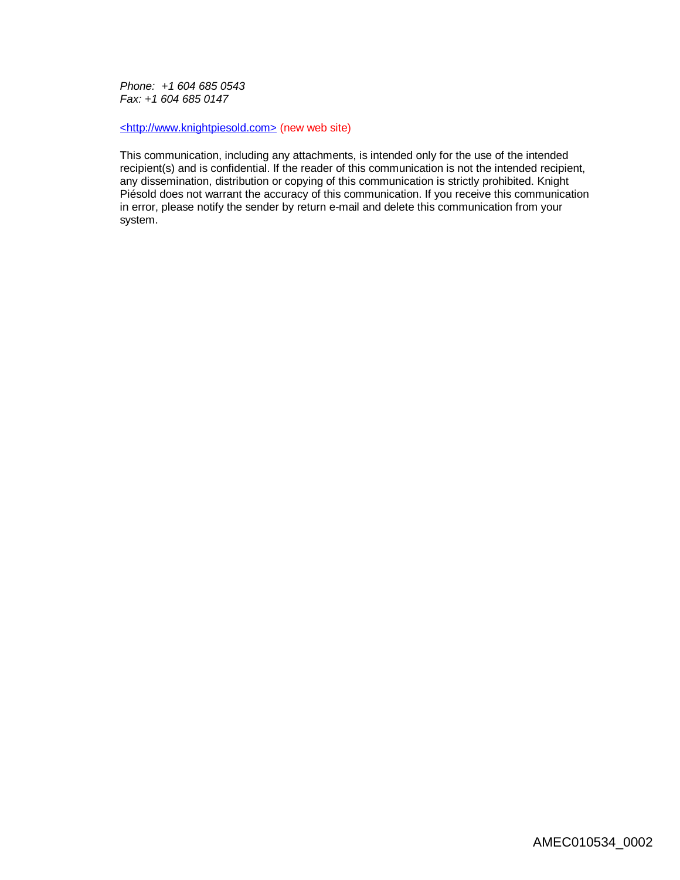*Phone: +1 604 685 0543*
*Fax: +1 604 685 0147*

<http://www.knightpiesold.com> (new web site)

This communication, including any attachments, is intended only for the use of the intended recipient(s) and is confidential. If the reader of this communication is not the intended recipient, any dissemination, distribution or copying of this communication is strictly prohibited. Knight Piésold does not warrant the accuracy of this communication. If you receive this communication in error, please notify the sender by return e-mail and delete this communication from your system.

AMEC010534_0002